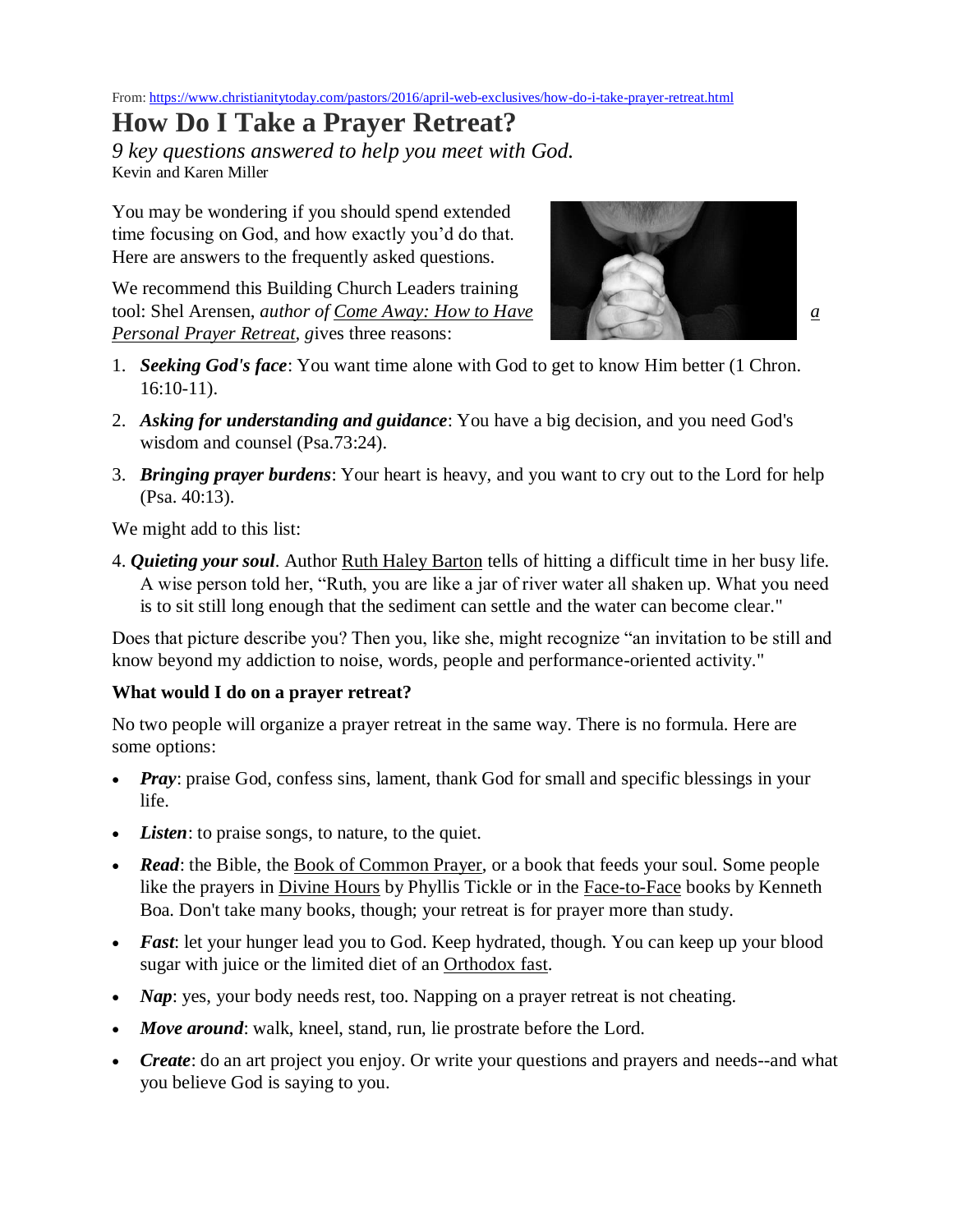From: https://www.christianitytoday.com/pastors/2016/april-web-exclusives/how-do-i-take-prayer-retreat.html

# How Do I Take a Prayer Retreat?

*9 key questions answered to help you meet with God.*

Kevin and Karen Miller

You may be wondering if you should spend extended time focusing on God, and how exactly you'd do that. Here are answers to the frequently asked questions.

We recommend this Building Church Leaders training tool: Shel Arensen, *author of Come Away: How to Have a Personal Prayer Retreat, g*ives three reasons:

1. ***Seeking God's face***: You want time alone with God to get to know Him better (1 Chron. 16:10-11).
2. ***Asking for understanding and guidance***: You have a big decision, and you need God's wisdom and counsel (Psa.73:24).
3. ***Bringing prayer burdens***: Your heart is heavy, and you want to cry out to the Lord for help (Psa. 40:13).

We might add to this list:

4. ***Quieting your soul***. Author Ruth Haley Barton tells of hitting a difficult time in her busy life. A wise person told her, "Ruth, you are like a jar of river water all shaken up. What you need is to sit still long enough that the sediment can settle and the water can become clear."

Does that picture describe you? Then you, like she, might recognize "an invitation to be still and know beyond my addiction to noise, words, people and performance-oriented activity."

**What would I do on a prayer retreat?**

No two people will organize a prayer retreat in the same way. There is no formula. Here are some options:

- ***Pray***: praise God, confess sins, lament, thank God for small and specific blessings in your life.
- ***Listen***: to praise songs, to nature, to the quiet.
- ***Read***: the Bible, the Book of Common Prayer, or a book that feeds your soul. Some people like the prayers in Divine Hours by Phyllis Tickle or in the Face-to-Face books by Kenneth Boa. Don't take many books, though; your retreat is for prayer more than study.
- ***Fast***: let your hunger lead you to God. Keep hydrated, though. You can keep up your blood sugar with juice or the limited diet of an Orthodox fast.
- ***Nap***: yes, your body needs rest, too. Napping on a prayer retreat is not cheating.
- ***Move around***: walk, kneel, stand, run, lie prostrate before the Lord.
- ***Create***: do an art project you enjoy. Or write your questions and prayers and needs--and what you believe God is saying to you.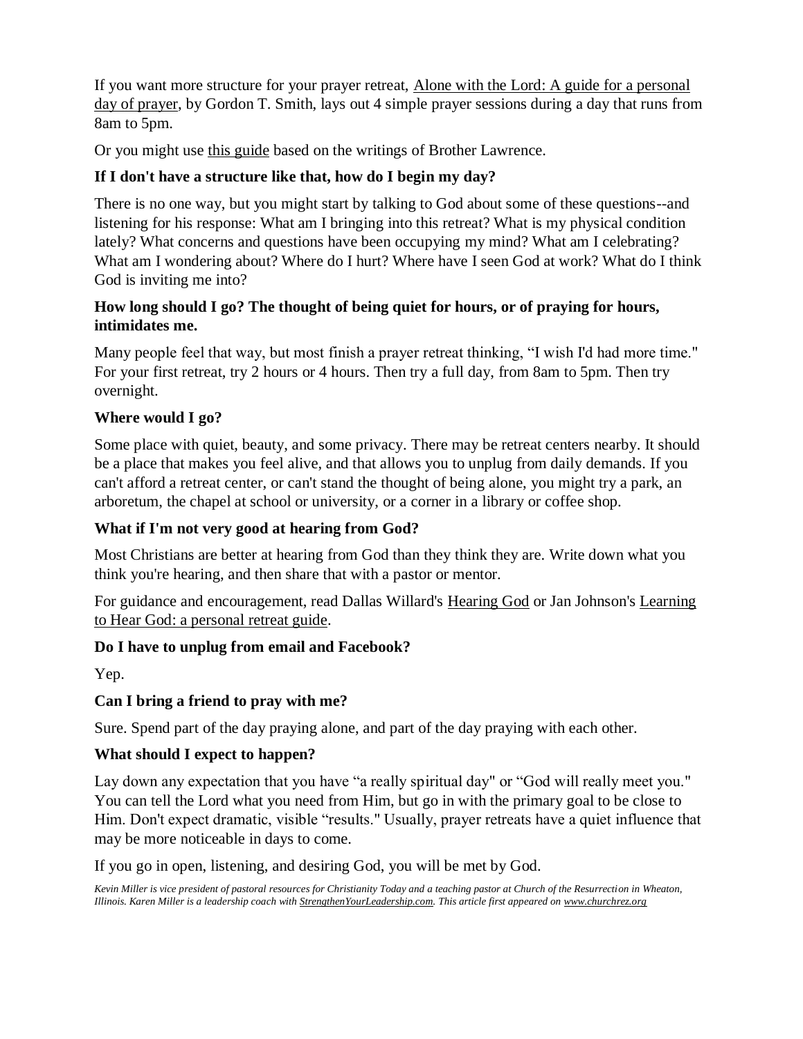If you want more structure for your prayer retreat, Alone with the Lord: A guide for a personal day of prayer, by Gordon T. Smith, lays out 4 simple prayer sessions during a day that runs from 8am to 5pm.

Or you might use this guide based on the writings of Brother Lawrence.

**If I don't have a structure like that, how do I begin my day?**

There is no one way, but you might start by talking to God about some of these questions--and listening for his response: What am I bringing into this retreat? What is my physical condition lately? What concerns and questions have been occupying my mind? What am I celebrating? What am I wondering about? Where do I hurt? Where have I seen God at work? What do I think God is inviting me into?

**How long should I go? The thought of being quiet for hours, or of praying for hours, intimidates me.**

Many people feel that way, but most finish a prayer retreat thinking, "I wish I'd had more time." For your first retreat, try 2 hours or 4 hours. Then try a full day, from 8am to 5pm. Then try overnight.

**Where would I go?**

Some place with quiet, beauty, and some privacy. There may be retreat centers nearby. It should be a place that makes you feel alive, and that allows you to unplug from daily demands. If you can't afford a retreat center, or can't stand the thought of being alone, you might try a park, an arboretum, the chapel at school or university, or a corner in a library or coffee shop.

**What if I'm not very good at hearing from God?**

Most Christians are better at hearing from God than they think they are. Write down what you think you're hearing, and then share that with a pastor or mentor.

For guidance and encouragement, read Dallas Willard's Hearing God or Jan Johnson's Learning to Hear God: a personal retreat guide.

**Do I have to unplug from email and Facebook?**

Yep.

**Can I bring a friend to pray with me?**

Sure. Spend part of the day praying alone, and part of the day praying with each other.

**What should I expect to happen?**

Lay down any expectation that you have "a really spiritual day" or "God will really meet you." You can tell the Lord what you need from Him, but go in with the primary goal to be close to Him. Don't expect dramatic, visible "results." Usually, prayer retreats have a quiet influence that may be more noticeable in days to come.

If you go in open, listening, and desiring God, you will be met by God.

*Kevin Miller is vice president of pastoral resources for Christianity Today and a teaching pastor at Church of the Resurrection in Wheaton, Illinois. Karen Miller is a leadership coach with StrengthenYourLeadership.com. This article first appeared on www.churchrez.org*